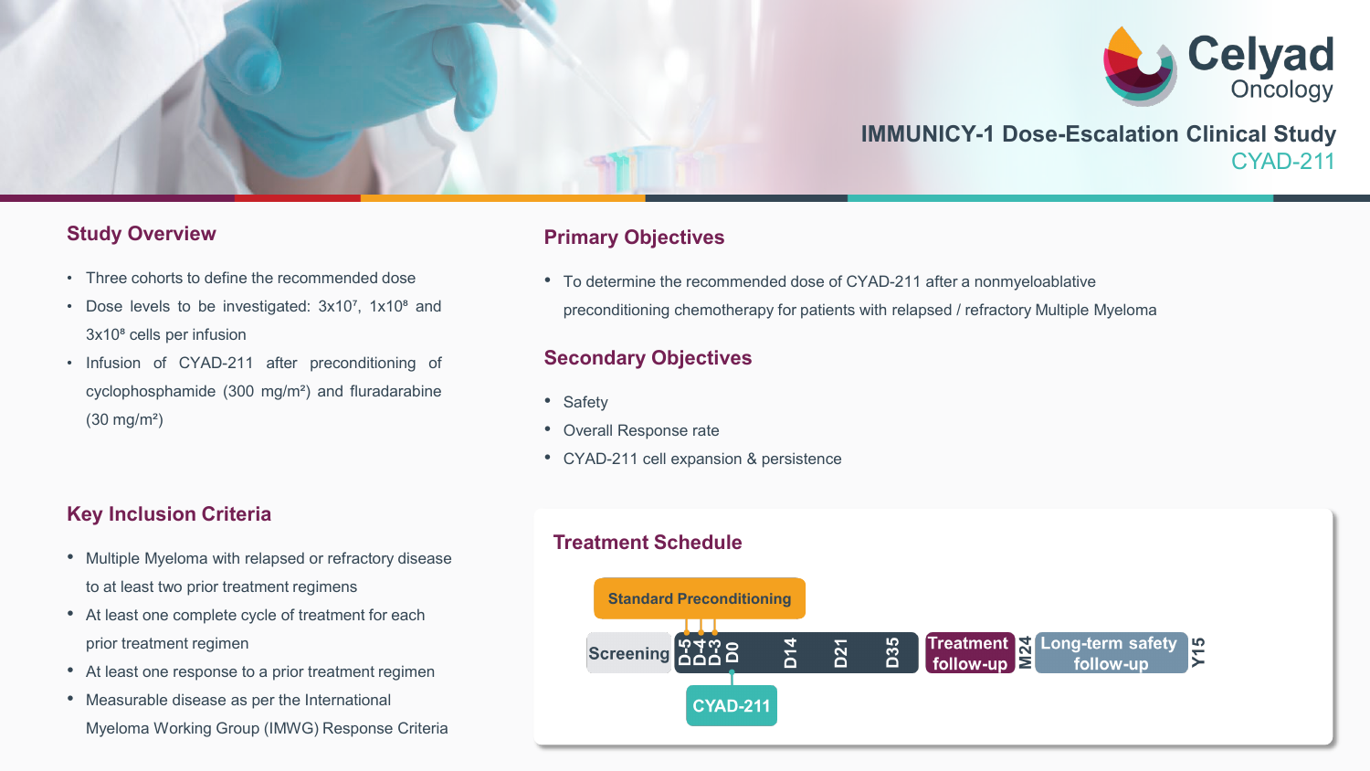Celyad Oncology

# IMMUNICY-1 Dose-Escalation Clinical Study

CYAD-211

## Study Overview

- Three cohorts to define the recommended dose
- Dose levels to be investigated: $3x10^7$, $1x10^8$ and $3x10^8$ cells per infusion
- Infusion of CYAD-211 after preconditioning of cyclophosphamide (300 mg/m²) and fluradarabine (30 mg/m²)

## Key Inclusion Criteria

- Multiple Myeloma with relapsed or refractory disease to at least two prior treatment regimens
- At least one complete cycle of treatment for each prior treatment regimen
- At least one response to a prior treatment regimen
- Measurable disease as per the International Myeloma Working Group (IMWG) Response Criteria

## Primary Objectives

- To determine the recommended dose of CYAD-211 after a nonmyeloablative preconditioning chemotherapy for patients with relapsed / refractory Multiple Myeloma

## Secondary Objectives

- Safety
- Overall Response rate
- CYAD-211 cell expansion & persistence

## Treatment Schedule

Standard Preconditioning

Screening | D-5 | D-4 | D-3 | D0 | D14 | D21 | D35 | Treatment follow-up | M24 | Long-term safety follow-up | Y15

CYAD-211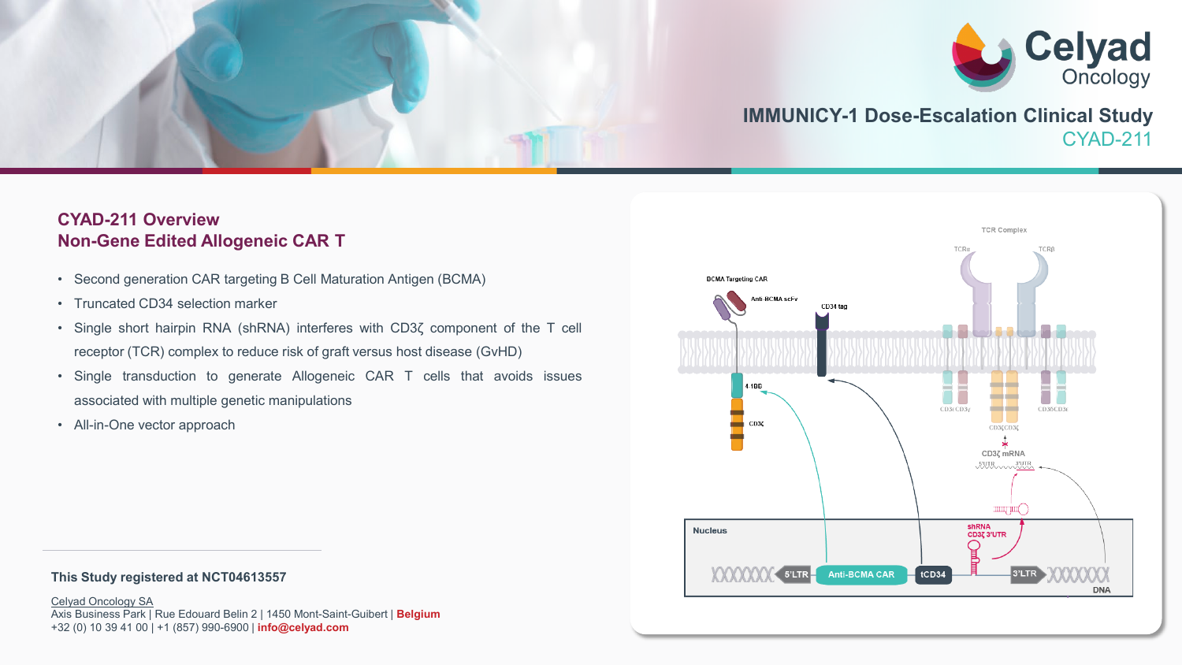Celyad Oncology

## IMMUNICY-1 Dose-Escalation Clinical Study

CYAD-211

## CYAD-211 Overview
## Non-Gene Edited Allogeneic CAR T

- Second generation CAR targeting B Cell Maturation Antigen (BCMA)
- Truncated CD34 selection marker
- Single short hairpin RNA (shRNA) interferes with CD3ζ component of the T cell receptor (TCR) complex to reduce risk of graft versus host disease (GvHD)
- Single transduction to generate Allogeneic CAR T cells that avoids issues associated with multiple genetic manipulations
- All-in-One vector approach

TCR Complex

TCRα

TCRβ

BCMA Targeting CAR

Anti-BCMA scFv

CD34 tag

4-1BB

CD3ζ

CD3ε CD3γ

CD3ζ CD3ζ

CD3δ CD3ε

CD3ζ mRNA

5'UTR

3'UTR

Nucleus

shRNA CD3ζ 3'UTR

5'LTR

Anti-BCMA CAR

tCD34

3'LTR

DNA

**This Study registered at NCT04613557**

Celyad Oncology SA
Axis Business Park | Rue Edouard Belin 2 | 1450 Mont-Saint-Guibert | **Belgium**
+32 (0) 10 39 41 00 | +1 (857) 990-6900 | **info@celyad.com**